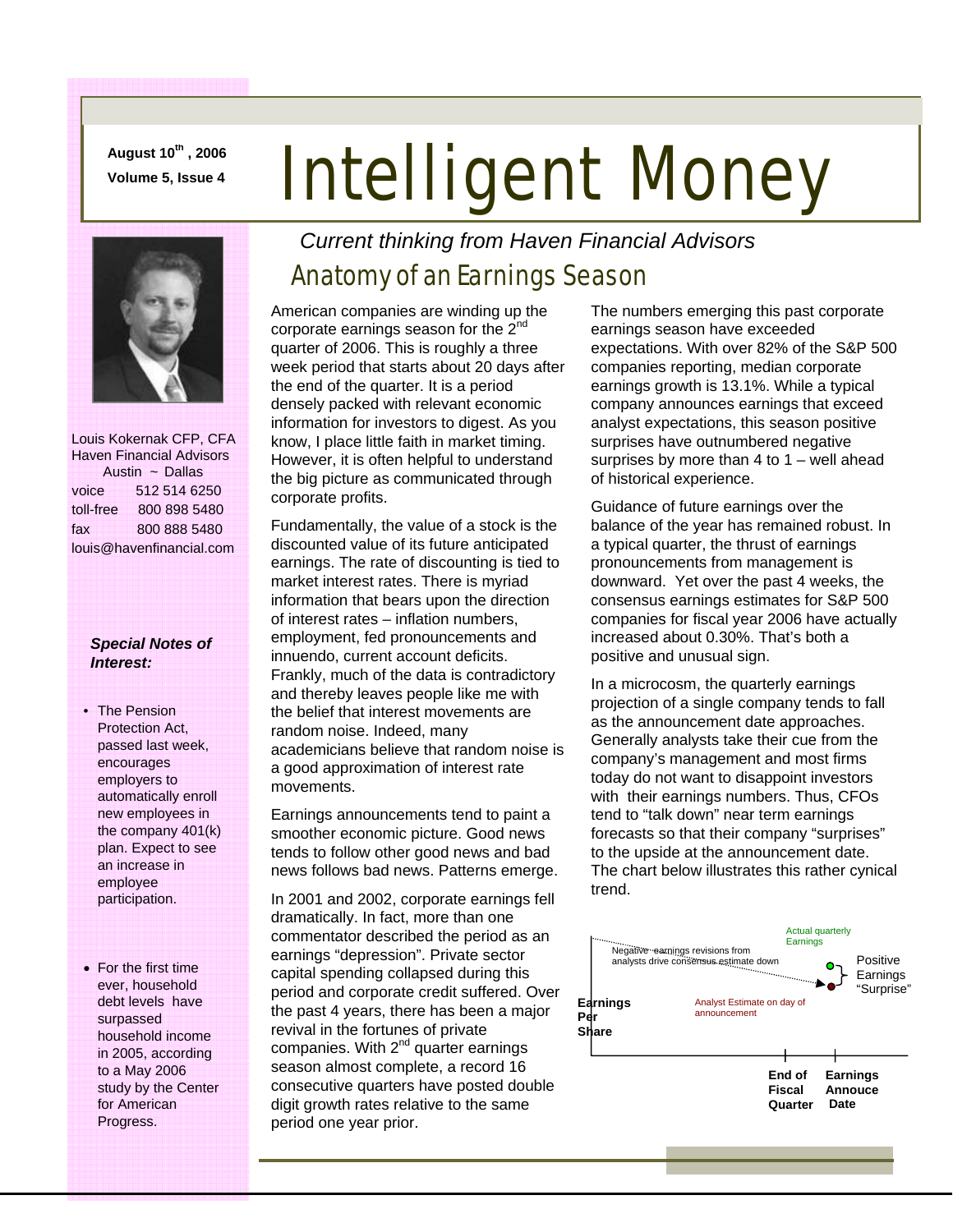**August 10th, 2006**
**Volume 5, Issue 4**

# Intelligent Money

*Current thinking from Haven Financial Advisors*

Louis Kokernak CFP, CFA
Haven Financial Advisors
Austin ~ Dallas
voice 512 514 6250
toll-free 800 898 5480
fax 800 888 5480
louis@havenfinancial.com

***Special Notes of Interest:***

- The Pension Protection Act, passed last week, encourages employers to automatically enroll new employees in the company 401(k) plan. Expect to see an increase in employee participation.
- For the first time ever, household debt levels have surpassed household income in 2005, according to a May 2006 study by the Center for American Progress.

## Anatomy of an Earnings Season

American companies are winding up the corporate earnings season for the 2nd quarter of 2006. This is roughly a three week period that starts about 20 days after the end of the quarter. It is a period densely packed with relevant economic information for investors to digest. As you know, I place little faith in market timing. However, it is often helpful to understand the big picture as communicated through corporate profits.

Fundamentally, the value of a stock is the discounted value of its future anticipated earnings. The rate of discounting is tied to market interest rates. There is myriad information that bears upon the direction of interest rates – inflation numbers, employment, fed pronouncements and innuendo, current account deficits. Frankly, much of the data is contradictory and thereby leaves people like me with the belief that interest movements are random noise. Indeed, many academicians believe that random noise is a good approximation of interest rate movements.

Earnings announcements tend to paint a smoother economic picture. Good news tends to follow other good news and bad news follows bad news. Patterns emerge.

In 2001 and 2002, corporate earnings fell dramatically. In fact, more than one commentator described the period as an earnings "depression". Private sector capital spending collapsed during this period and corporate credit suffered. Over the past 4 years, there has been a major revival in the fortunes of private companies. With 2nd quarter earnings season almost complete, a record 16 consecutive quarters have posted double digit growth rates relative to the same period one year prior.

The numbers emerging this past corporate earnings season have exceeded expectations. With over 82% of the S&P 500 companies reporting, median corporate earnings growth is 13.1%. While a typical company announces earnings that exceed analyst expectations, this season positive surprises have outnumbered negative surprises by more than 4 to 1 – well ahead of historical experience.

Guidance of future earnings over the balance of the year has remained robust. In a typical quarter, the thrust of earnings pronouncements from management is downward. Yet over the past 4 weeks, the consensus earnings estimates for S&P 500 companies for fiscal year 2006 have actually increased about 0.30%. That's both a positive and unusual sign.

In a microcosm, the quarterly earnings projection of a single company tends to fall as the announcement date approaches. Generally analysts take their cue from the company's management and most firms today do not want to disappoint investors with their earnings numbers. Thus, CFOs tend to "talk down" near term earnings forecasts so that their company "surprises" to the upside at the announcement date. The chart below illustrates this rather cynical trend.

Negative earnings revisions from analysts drive consensus estimate down

Actual quarterly Earnings

Positive Earnings "Surprise"

Analyst Estimate on day of announcement

Earnings Per Share

End of Fiscal Quarter

Earnings Annouce Date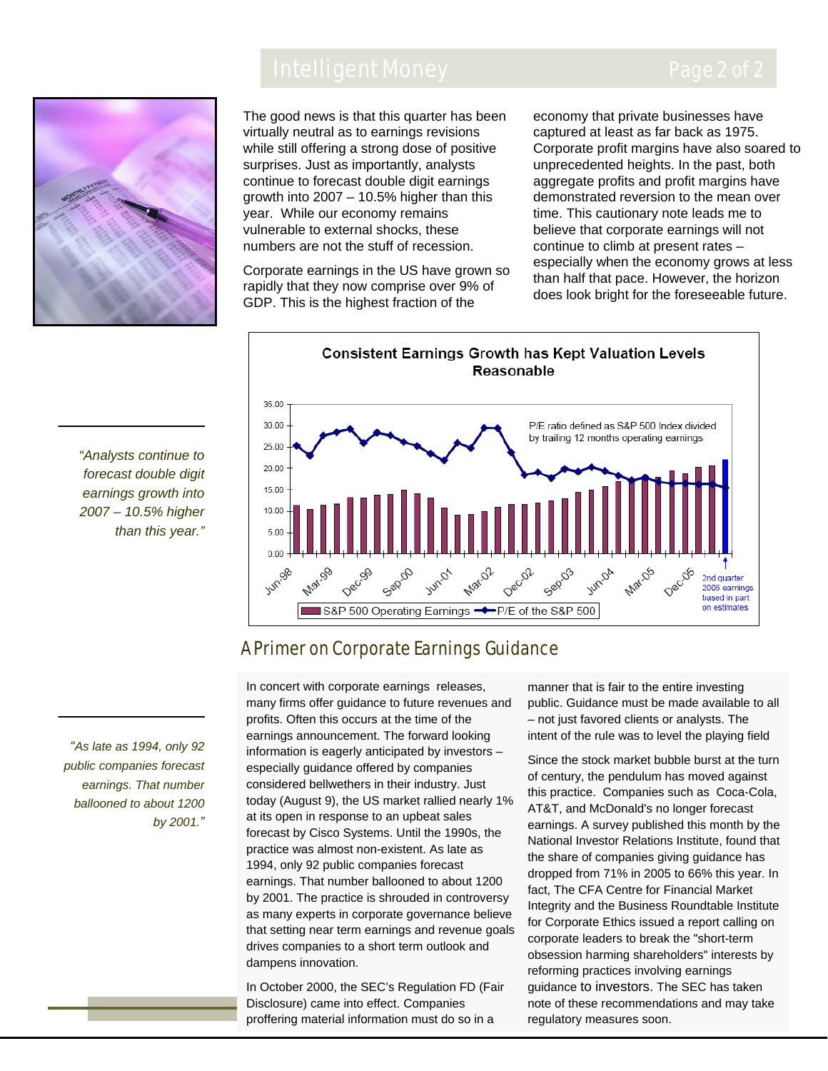The good news is that this quarter has been virtually neutral as to earnings revisions while still offering a strong dose of positive surprises. Just as importantly, analysts continue to forecast double digit earnings growth into 2007 – 10.5% higher than this year. While our economy remains vulnerable to external shocks, these numbers are not the stuff of recession.

Corporate earnings in the US have grown so rapidly that they now comprise over 9% of GDP. This is the highest fraction of the economy that private businesses have captured at least as far back as 1975. Corporate profit margins have also soared to unprecedented heights. In the past, both aggregate profits and profit margins have demonstrated reversion to the mean over time. This cautionary note leads me to believe that corporate earnings will not continue to climb at present rates – especially when the economy grows at less than half that pace. However, the horizon does look bright for the foreseeable future.

*"Analysts continue to forecast double digit earnings growth into 2007 – 10.5% higher than this year."*

**Consistent Earnings Growth has Kept Valuation Levels Reasonable**

P/E ratio defined as S&P 500 Index divided by trailing 12 months operating earnings

35.00
30.00
25.00
20.00
15.00
10.00
5.00
0.00

Jun-98, Mar-99, Dec-99, Sep-00, Jun-01, Mar-02, Dec-02, Sep-03, Jun-04, Mar-05, Dec-05

2nd quarter 2006 earnings based in part on estimates

S&P 500 Operating Earnings
P/E of the S&P 500

## A Primer on Corporate Earnings Guidance

*"As late as 1994, only 92 public companies forecast earnings. That number ballooned to about 1200 by 2001."*

In concert with corporate earnings releases, many firms offer guidance to future revenues and profits. Often this occurs at the time of the earnings announcement. The forward looking information is eagerly anticipated by investors – especially guidance offered by companies considered bellwethers in their industry. Just today (August 9), the US market rallied nearly 1% at its open in response to an upbeat sales forecast by Cisco Systems. Until the 1990s, the practice was almost non-existent. As late as 1994, only 92 public companies forecast earnings. That number ballooned to about 1200 by 2001. The practice is shrouded in controversy as many experts in corporate governance believe that setting near term earnings and revenue goals drives companies to a short term outlook and dampens innovation.

In October 2000, the SEC's Regulation FD (Fair Disclosure) came into effect. Companies proffering material information must do so in a manner that is fair to the entire investing public. Guidance must be made available to all – not just favored clients or analysts. The intent of the rule was to level the playing field

Since the stock market bubble burst at the turn of century, the pendulum has moved against this practice. Companies such as Coca-Cola, AT&T, and McDonald's no longer forecast earnings. A survey published this month by the National Investor Relations Institute, found that the share of companies giving guidance has dropped from 71% in 2005 to 66% this year. In fact, The CFA Centre for Financial Market Integrity and the Business Roundtable Institute for Corporate Ethics issued a report calling on corporate leaders to break the "short-term obsession harming shareholders" interests by reforming practices involving earnings guidance to investors. The SEC has taken note of these recommendations and may take regulatory measures soon.